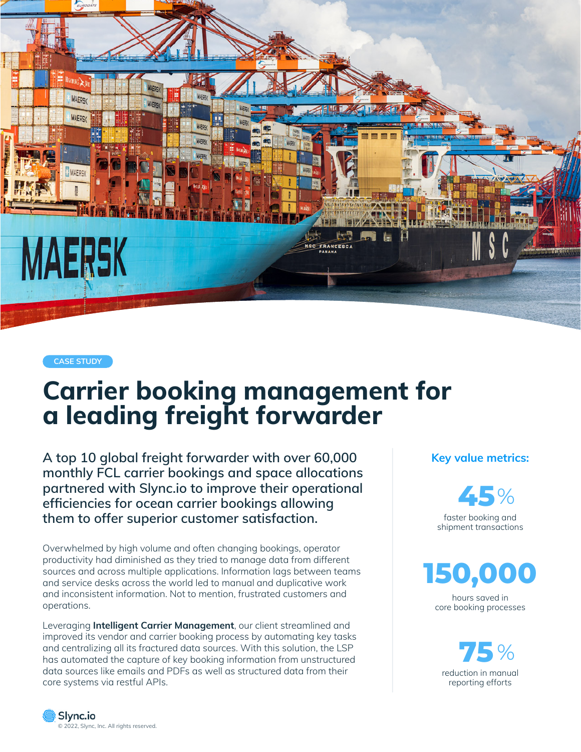CASE STUDY

# Carrier booking management for a leading freight forwarder

A top 10 global freight forwarder with over 60,000 monthly FCL carrier bookings and space allocations partnered with Slync.io to improve their operational efficiencies for ocean carrier bookings allowing them to offer superior customer satisfaction.

Overwhelmed by high volume and often changing bookings, operator productivity had diminished as they tried to manage data from different sources and across multiple applications. Information lags between teams and service desks across the world led to manual and duplicative work and inconsistent information. Not to mention, frustrated customers and operations.

Leveraging **Intelligent Carrier Management**, our client streamlined and improved its vendor and carrier booking process by automating key tasks and centralizing all its fractured data sources. With this solution, the LSP has automated the capture of key booking information from unstructured data sources like emails and PDFs as well as structured data from their core systems via restful APIs.

## Key value metrics:

**45%**
faster booking and shipment transactions

**150,000**
hours saved in core booking processes

**75%**
reduction in manual reporting efforts

Slync.io
© 2022, Slync, Inc. All rights reserved.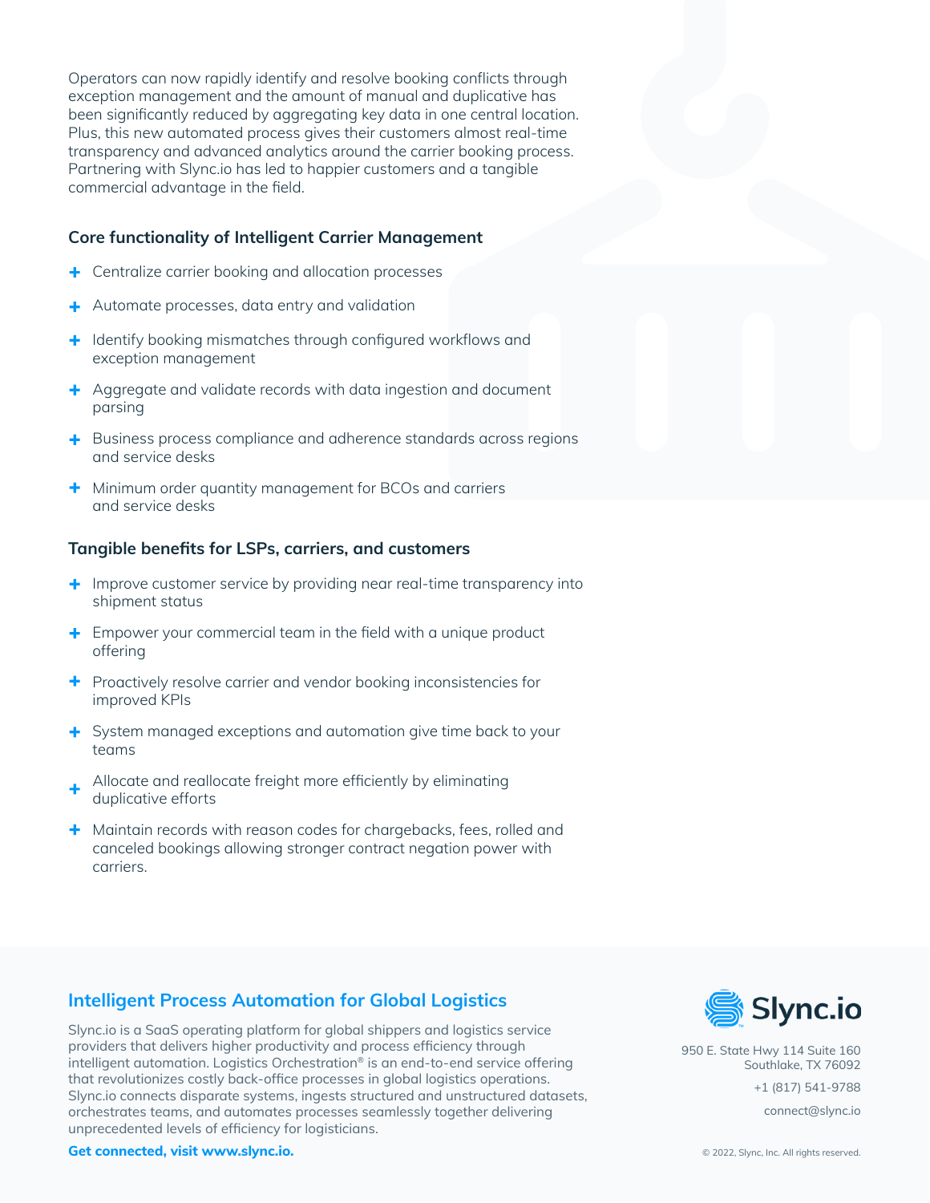Operators can now rapidly identify and resolve booking conflicts through exception management and the amount of manual and duplicative has been significantly reduced by aggregating key data in one central location. Plus, this new automated process gives their customers almost real-time transparency and advanced analytics around the carrier booking process. Partnering with Slync.io has led to happier customers and a tangible commercial advantage in the field.

### Core functionality of Intelligent Carrier Management

- Centralize carrier booking and allocation processes
- Automate processes, data entry and validation
- Identify booking mismatches through configured workflows and exception management
- Aggregate and validate records with data ingestion and document parsing
- Business process compliance and adherence standards across regions and service desks
- Minimum order quantity management for BCOs and carriers and service desks

### Tangible benefits for LSPs, carriers, and customers

- Improve customer service by providing near real-time transparency into shipment status
- Empower your commercial team in the field with a unique product offering
- Proactively resolve carrier and vendor booking inconsistencies for improved KPIs
- System managed exceptions and automation give time back to your teams
- Allocate and reallocate freight more efficiently by eliminating duplicative efforts
- Maintain records with reason codes for chargebacks, fees, rolled and canceled bookings allowing stronger contract negation power with carriers.

## Intelligent Process Automation for Global Logistics

Slync.io is a SaaS operating platform for global shippers and logistics service providers that delivers higher productivity and process efficiency through intelligent automation. Logistics Orchestration® is an end-to-end service offering that revolutionizes costly back-office processes in global logistics operations. Slync.io connects disparate systems, ingests structured and unstructured datasets, orchestrates teams, and automates processes seamlessly together delivering unprecedented levels of efficiency for logisticians.

**Get connected, visit www.slync.io.**

Slync.io

950 E. State Hwy 114 Suite 160
Southlake, TX 76092

+1 (817) 541-9788

connect@slync.io

© 2022, Slync, Inc. All rights reserved.